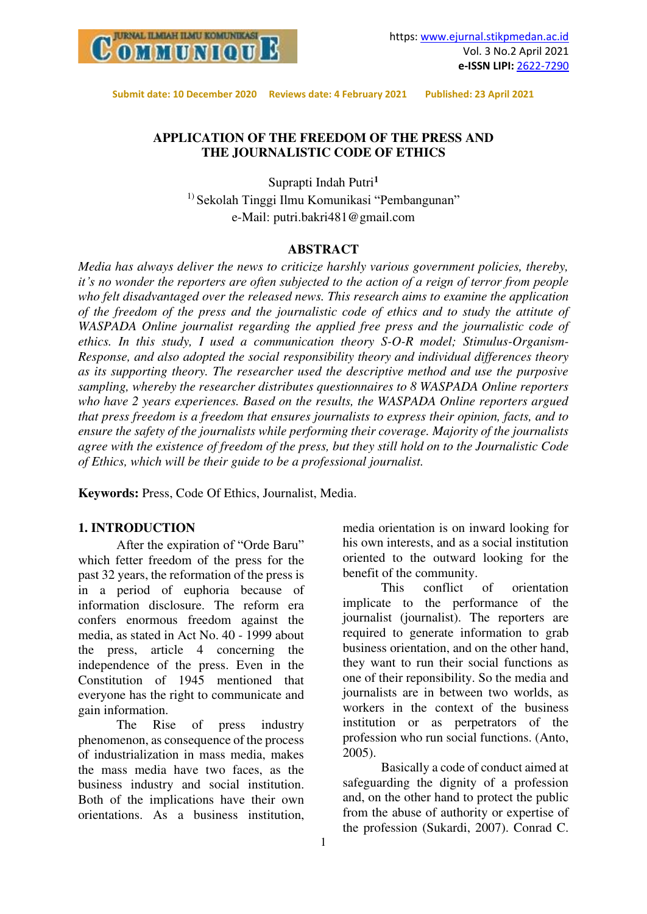Submit date: 10 December 2020 Reviews date: 4 February 2021 Published: 23 April 2021

# APPLICATION OF THE FREEDOM OF THE PRESS AND THE JOURNALISTIC CODE OF ETHICS

Suprapti Indah Putri[1]

[1)] Sekolah Tinggi Ilmu Komunikasi "Pembangunan"

e-Mail: putri.bakri481@gmail.com

## ABSTRACT

*Media has always deliver the news to criticize harshly various government policies, thereby, it's no wonder the reporters are often subjected to the action of a reign of terror from people who felt disadvantaged over the released news. This research aims to examine the application of the freedom of the press and the journalistic code of ethics and to study the attitude of WASPADA Online journalist regarding the applied free press and the journalistic code of ethics. In this study, I used a communication theory S-O-R model; Stimulus-Organism-Response, and also adopted the social responsibility theory and individual differences theory as its supporting theory. The researcher used the descriptive method and use the purposive sampling, whereby the researcher distributes questionnaires to 8 WASPADA Online reporters who have 2 years experiences. Based on the results, the WASPADA Online reporters argued that press freedom is a freedom that ensures journalists to express their opinion, facts, and to ensure the safety of the journalists while performing their coverage. Majority of the journalists agree with the existence of freedom of the press, but they still hold on to the Journalistic Code of Ethics, which will be their guide to be a professional journalist.*

**Keywords:** Press, Code Of Ethics, Journalist, Media.

## 1. INTRODUCTION

After the expiration of "Orde Baru" which fetter freedom of the press for the past 32 years, the reformation of the press is in a period of euphoria because of information disclosure. The reform era confers enormous freedom against the media, as stated in Act No. 40 - 1999 about the press, article 4 concerning the independence of the press. Even in the Constitution of 1945 mentioned that everyone has the right to communicate and gain information.

The Rise of press industry phenomenon, as consequence of the process of industrialization in mass media, makes the mass media have two faces, as the business industry and social institution. Both of the implications have their own orientations. As a business institution, media orientation is on inward looking for his own interests, and as a social institution oriented to the outward looking for the benefit of the community.

This conflict of orientation implicate to the performance of the journalist (journalist). The reporters are required to generate information to grab business orientation, and on the other hand, they want to run their social functions as one of their reponsibility. So the media and journalists are in between two worlds, as workers in the context of the business institution or as perpetrators of the profession who run social functions. (Anto, 2005).

Basically a code of conduct aimed at safeguarding the dignity of a profession and, on the other hand to protect the public from the abuse of authority or expertise of the profession (Sukardi, 2007). Conrad C.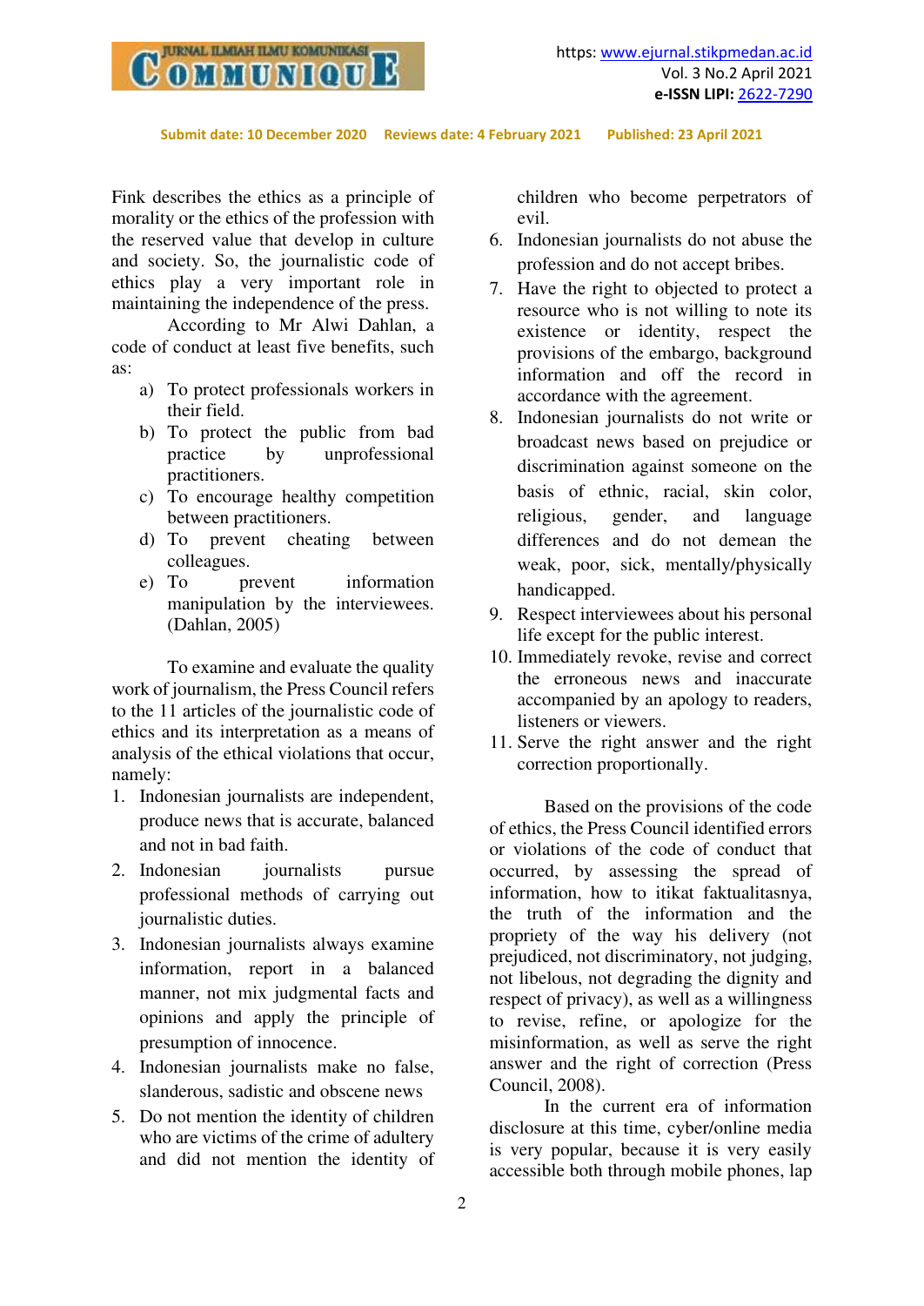Fink describes the ethics as a principle of morality or the ethics of the profession with the reserved value that develop in culture and society. So, the journalistic code of ethics play a very important role in maintaining the independence of the press.

According to Mr Alwi Dahlan, a code of conduct at least five benefits, such as:

a) To protect professionals workers in their field.
b) To protect the public from bad practice by unprofessional practitioners.
c) To encourage healthy competition between practitioners.
d) To prevent cheating between colleagues.
e) To prevent information manipulation by the interviewees. (Dahlan, 2005)

To examine and evaluate the quality work of journalism, the Press Council refers to the 11 articles of the journalistic code of ethics and its interpretation as a means of analysis of the ethical violations that occur, namely:

1. Indonesian journalists are independent, produce news that is accurate, balanced and not in bad faith.
2. Indonesian journalists pursue professional methods of carrying out journalistic duties.
3. Indonesian journalists always examine information, report in a balanced manner, not mix judgmental facts and opinions and apply the principle of presumption of innocence.
4. Indonesian journalists make no false, slanderous, sadistic and obscene news
5. Do not mention the identity of children who are victims of the crime of adultery and did not mention the identity of children who become perpetrators of evil.
6. Indonesian journalists do not abuse the profession and do not accept bribes.
7. Have the right to objected to protect a resource who is not willing to note its existence or identity, respect the provisions of the embargo, background information and off the record in accordance with the agreement.
8. Indonesian journalists do not write or broadcast news based on prejudice or discrimination against someone on the basis of ethnic, racial, skin color, religious, gender, and language differences and do not demean the weak, poor, sick, mentally/physically handicapped.
9. Respect interviewees about his personal life except for the public interest.
10. Immediately revoke, revise and correct the erroneous news and inaccurate accompanied by an apology to readers, listeners or viewers.
11. Serve the right answer and the right correction proportionally.

Based on the provisions of the code of ethics, the Press Council identified errors or violations of the code of conduct that occurred, by assessing the spread of information, how to itikat faktualitasnya, the truth of the information and the propriety of the way his delivery (not prejudiced, not discriminatory, not judging, not libelous, not degrading the dignity and respect of privacy), as well as a willingness to revise, refine, or apologize for the misinformation, as well as serve the right answer and the right of correction (Press Council, 2008).

In the current era of information disclosure at this time, cyber/online media is very popular, because it is very easily accessible both through mobile phones, lap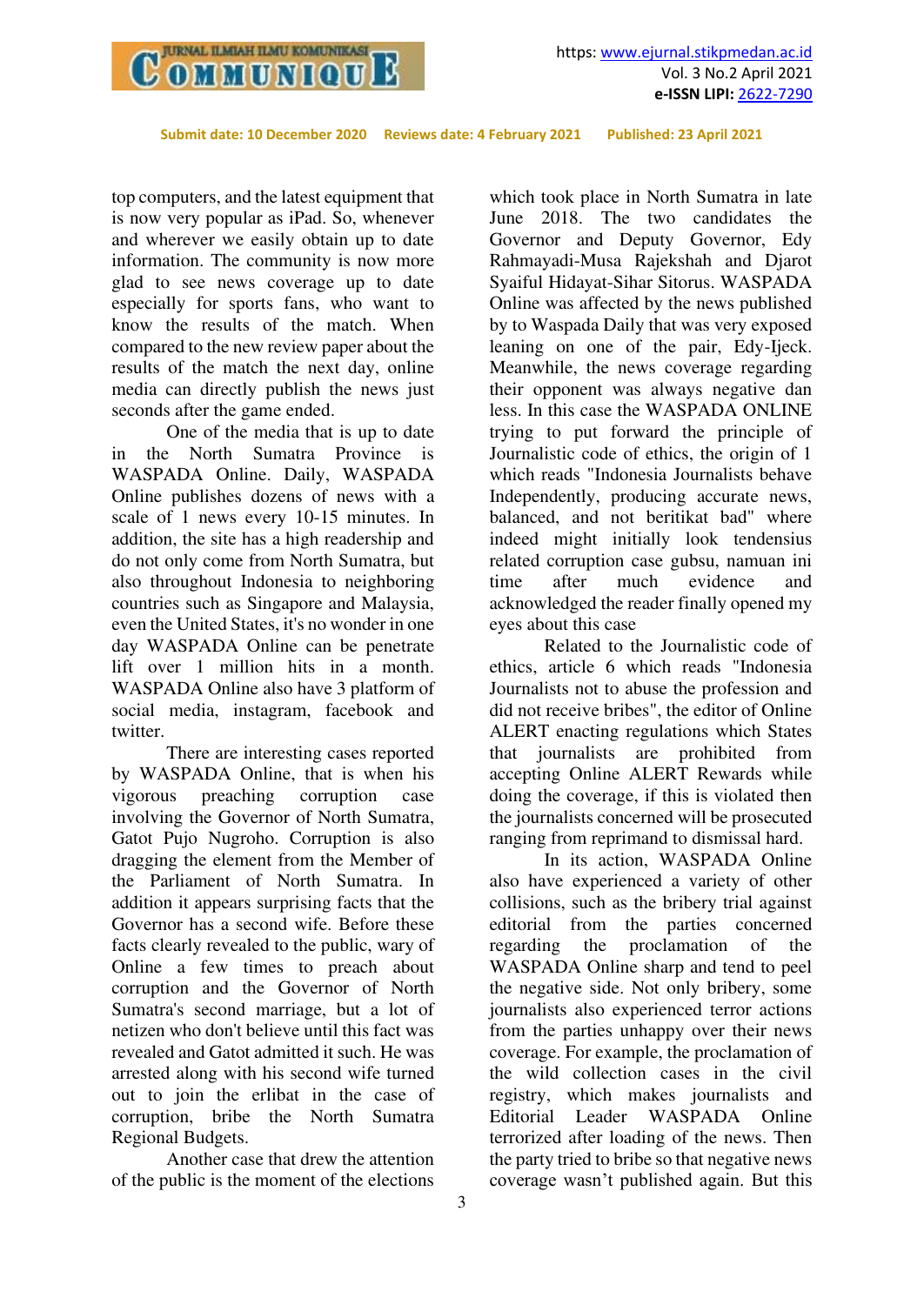top computers, and the latest equipment that is now very popular as iPad. So, whenever and wherever we easily obtain up to date information. The community is now more glad to see news coverage up to date especially for sports fans, who want to know the results of the match. When compared to the new review paper about the results of the match the next day, online media can directly publish the news just seconds after the game ended.

One of the media that is up to date in the North Sumatra Province is WASPADA Online. Daily, WASPADA Online publishes dozens of news with a scale of 1 news every 10-15 minutes. In addition, the site has a high readership and do not only come from North Sumatra, but also throughout Indonesia to neighboring countries such as Singapore and Malaysia, even the United States, it's no wonder in one day WASPADA Online can be penetrate lift over 1 million hits in a month. WASPADA Online also have 3 platform of social media, instagram, facebook and twitter.

There are interesting cases reported by WASPADA Online, that is when his vigorous preaching corruption case involving the Governor of North Sumatra, Gatot Pujo Nugroho. Corruption is also dragging the element from the Member of the Parliament of North Sumatra. In addition it appears surprising facts that the Governor has a second wife. Before these facts clearly revealed to the public, wary of Online a few times to preach about corruption and the Governor of North Sumatra's second marriage, but a lot of netizen who don't believe until this fact was revealed and Gatot admitted it such. He was arrested along with his second wife turned out to join the erlibat in the case of corruption, bribe the North Sumatra Regional Budgets.

Another case that drew the attention of the public is the moment of the elections which took place in North Sumatra in late June 2018. The two candidates the Governor and Deputy Governor, Edy Rahmayadi-Musa Rajekshah and Djarot Syaiful Hidayat-Sihar Sitorus. WASPADA Online was affected by the news published by to Waspada Daily that was very exposed leaning on one of the pair, Edy-Ijeck. Meanwhile, the news coverage regarding their opponent was always negative dan less. In this case the WASPADA ONLINE trying to put forward the principle of Journalistic code of ethics, the origin of 1 which reads "Indonesia Journalists behave Independently, producing accurate news, balanced, and not beritikat bad" where indeed might initially look tendensius related corruption case gubsu, namuan ini time after much evidence and acknowledged the reader finally opened my eyes about this case

Related to the Journalistic code of ethics, article 6 which reads "Indonesia Journalists not to abuse the profession and did not receive bribes", the editor of Online ALERT enacting regulations which States that journalists are prohibited from accepting Online ALERT Rewards while doing the coverage, if this is violated then the journalists concerned will be prosecuted ranging from reprimand to dismissal hard.

In its action, WASPADA Online also have experienced a variety of other collisions, such as the bribery trial against editorial from the parties concerned regarding the proclamation of the WASPADA Online sharp and tend to peel the negative side. Not only bribery, some journalists also experienced terror actions from the parties unhappy over their news coverage. For example, the proclamation of the wild collection cases in the civil registry, which makes journalists and Editorial Leader WASPADA Online terrorized after loading of the news. Then the party tried to bribe so that negative news coverage wasn't published again. But this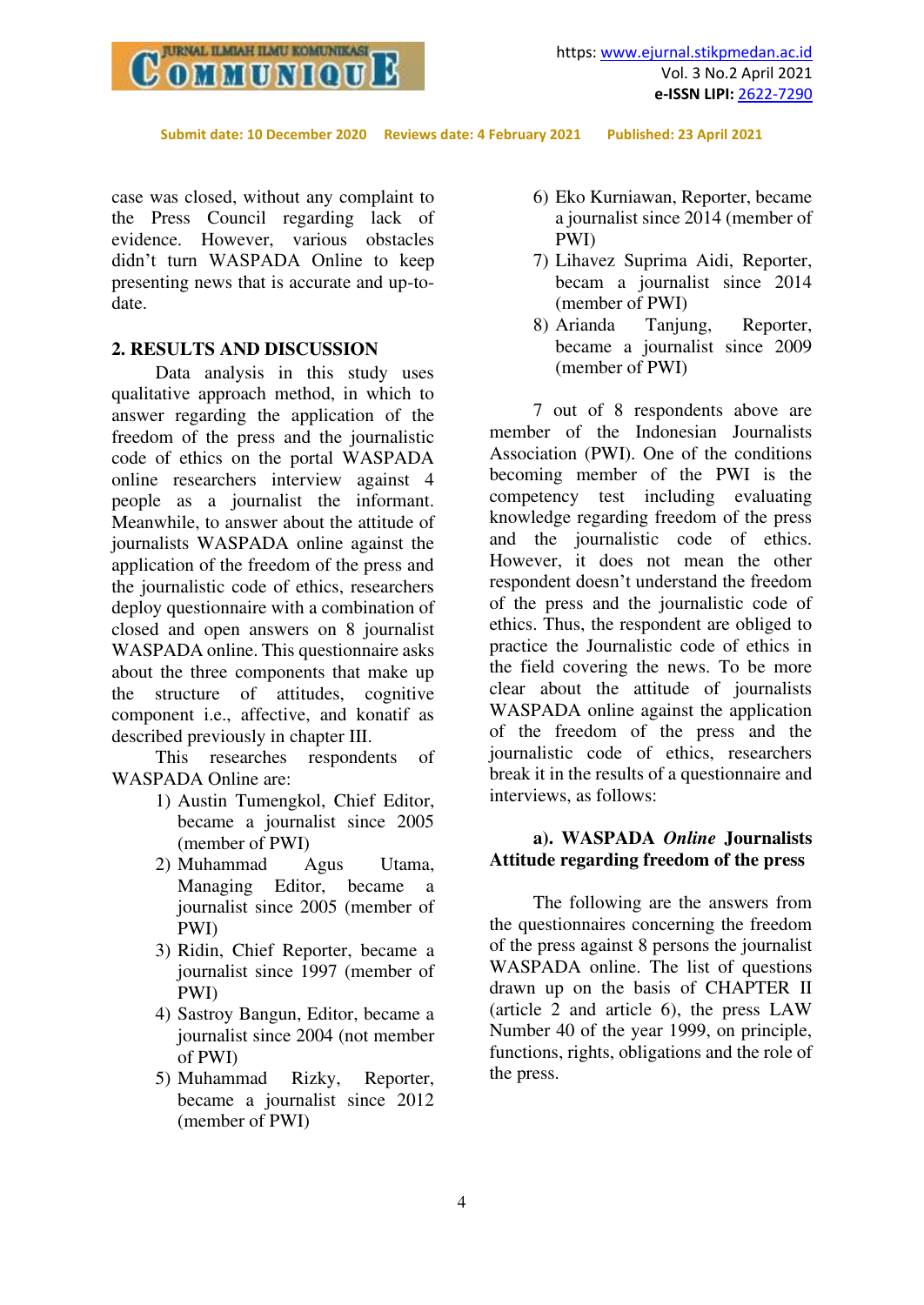case was closed, without any complaint to the Press Council regarding lack of evidence. However, various obstacles didn't turn WASPADA Online to keep presenting news that is accurate and up-to-date.

## 2. RESULTS AND DISCUSSION

Data analysis in this study uses qualitative approach method, in which to answer regarding the application of the freedom of the press and the journalistic code of ethics on the portal WASPADA online researchers interview against 4 people as a journalist the informant. Meanwhile, to answer about the attitude of journalists WASPADA online against the application of the freedom of the press and the journalistic code of ethics, researchers deploy questionnaire with a combination of closed and open answers on 8 journalist WASPADA online. This questionnaire asks about the three components that make up the structure of attitudes, cognitive component i.e., affective, and konatif as described previously in chapter III.

This researches respondents of WASPADA Online are:

1) Austin Tumengkol, Chief Editor, became a journalist since 2005 (member of PWI)
2) Muhammad Agus Utama, Managing Editor, became a journalist since 2005 (member of PWI)
3) Ridin, Chief Reporter, became a journalist since 1997 (member of PWI)
4) Sastroy Bangun, Editor, became a journalist since 2004 (not member of PWI)
5) Muhammad Rizky, Reporter, became a journalist since 2012 (member of PWI)
6) Eko Kurniawan, Reporter, became a journalist since 2014 (member of PWI)
7) Lihavez Suprima Aidi, Reporter, becam a journalist since 2014 (member of PWI)
8) Arianda Tanjung, Reporter, became a journalist since 2009 (member of PWI)

7 out of 8 respondents above are member of the Indonesian Journalists Association (PWI). One of the conditions becoming member of the PWI is the competency test including evaluating knowledge regarding freedom of the press and the journalistic code of ethics. However, it does not mean the other respondent doesn't understand the freedom of the press and the journalistic code of ethics. Thus, the respondent are obliged to practice the Journalistic code of ethics in the field covering the news. To be more clear about the attitude of journalists WASPADA online against the application of the freedom of the press and the journalistic code of ethics, researchers break it in the results of a questionnaire and interviews, as follows:

### a). WASPADA *Online* Journalists Attitude regarding freedom of the press

The following are the answers from the questionnaires concerning the freedom of the press against 8 persons the journalist WASPADA online. The list of questions drawn up on the basis of CHAPTER II (article 2 and article 6), the press LAW Number 40 of the year 1999, on principle, functions, rights, obligations and the role of the press.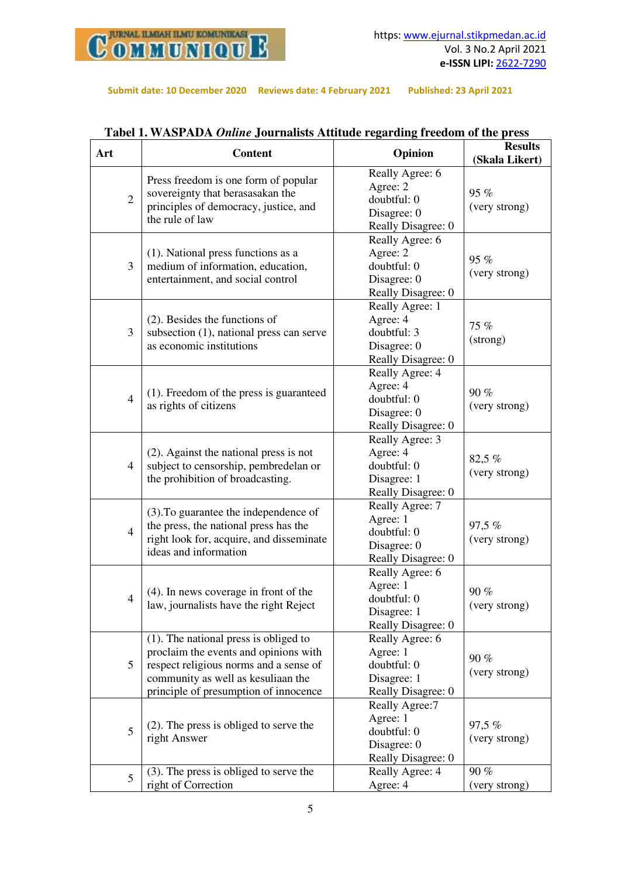Submit date: 10 December 2020 Reviews date: 4 February 2021 Published: 23 April 2021

**Tabel 1. WASPADA *Online* Journalists Attitude regarding freedom of the press**

| Art | Content | Opinion | Results (Skala Likert) |
|---|---|---|---|
| 2 | Press freedom is one form of popular sovereignty that berasasakan the principles of democracy, justice, and the rule of law | Really Agree: 6<br>Agree: 2<br>doubtful: 0<br>Disagree: 0<br>Really Disagree: 0 | 95 %<br>(very strong) |
| 3 | (1). National press functions as a medium of information, education, entertainment, and social control | Really Agree: 6<br>Agree: 2<br>doubtful: 0<br>Disagree: 0<br>Really Disagree: 0 | 95 %<br>(very strong) |
| 3 | (2). Besides the functions of subsection (1), national press can serve as economic institutions | Really Agree: 1<br>Agree: 4<br>doubtful: 3<br>Disagree: 0<br>Really Disagree: 0 | 75 %<br>(strong) |
| 4 | (1). Freedom of the press is guaranteed as rights of citizens | Really Agree: 4<br>Agree: 4<br>doubtful: 0<br>Disagree: 0<br>Really Disagree: 0 | 90 %<br>(very strong) |
| 4 | (2). Against the national press is not subject to censorship, pembredelan or the prohibition of broadcasting. | Really Agree: 3<br>Agree: 4<br>doubtful: 0<br>Disagree: 1<br>Really Disagree: 0 | 82,5 %<br>(very strong) |
| 4 | (3).To guarantee the independence of the press, the national press has the right look for, acquire, and disseminate ideas and information | Really Agree: 7<br>Agree: 1<br>doubtful: 0<br>Disagree: 0<br>Really Disagree: 0 | 97,5 %<br>(very strong) |
| 4 | (4). In news coverage in front of the law, journalists have the right Reject | Really Agree: 6<br>Agree: 1<br>doubtful: 0<br>Disagree: 1<br>Really Disagree: 0 | 90 %<br>(very strong) |
| 5 | (1). The national press is obliged to proclaim the events and opinions with respect religious norms and a sense of community as well as kesuliaan the principle of presumption of innocence | Really Agree: 6<br>Agree: 1<br>doubtful: 0<br>Disagree: 1<br>Really Disagree: 0 | 90 %<br>(very strong) |
| 5 | (2). The press is obliged to serve the right Answer | Really Agree:7<br>Agree: 1<br>doubtful: 0<br>Disagree: 0<br>Really Disagree: 0 | 97,5 %<br>(very strong) |
| 5 | (3). The press is obliged to serve the right of Correction | Really Agree: 4<br>Agree: 4 | 90 %<br>(very strong) |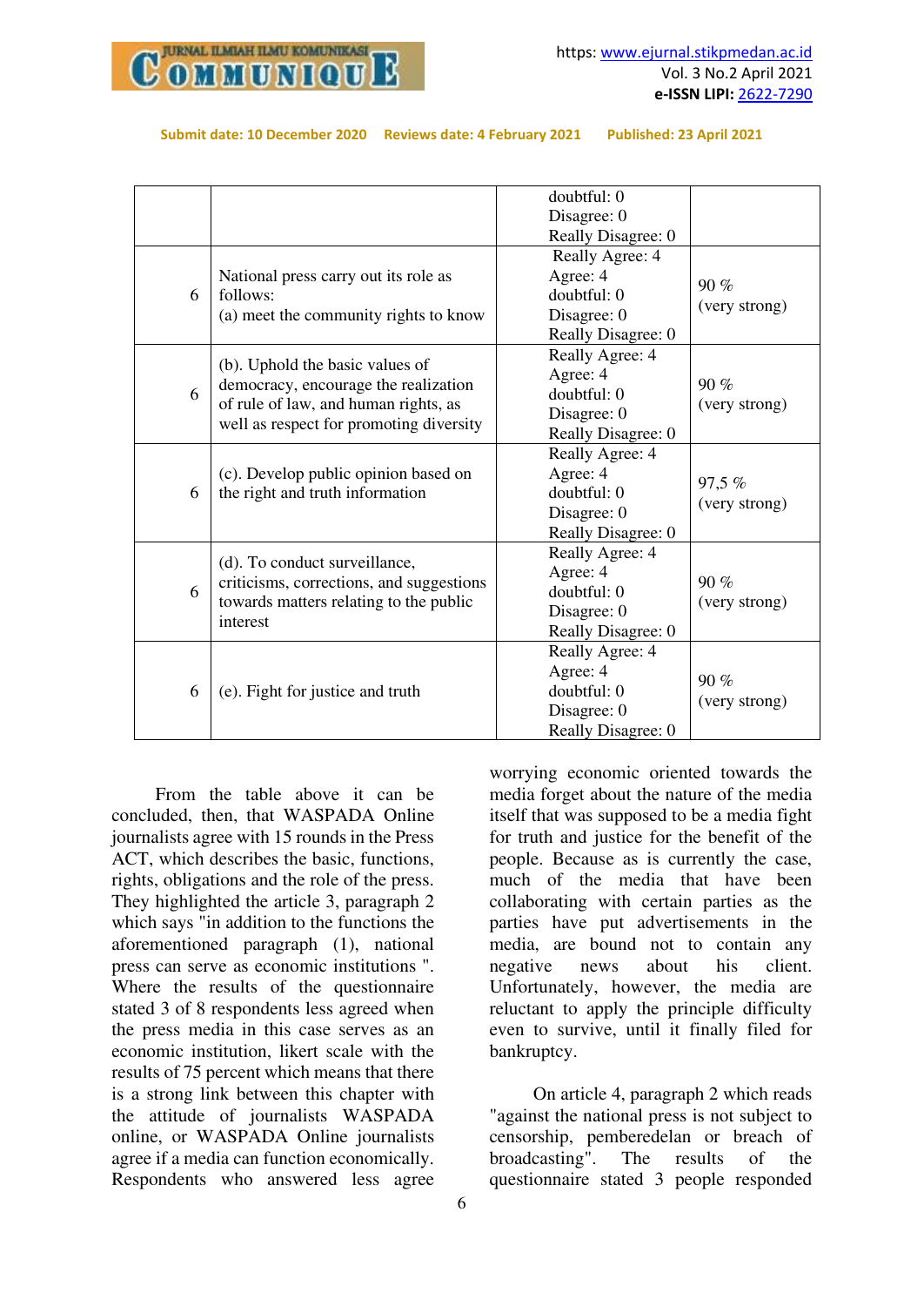| | | | |
|---|---|---|---|
| | | doubtful: 0<br>Disagree: 0<br>Really Disagree: 0 | |
| 6 | National press carry out its role as follows:<br>(a) meet the community rights to know | Really Agree: 4<br>Agree: 4<br>doubtful: 0<br>Disagree: 0<br>Really Disagree: 0 | 90 %<br>(very strong) |
| 6 | (b). Uphold the basic values of democracy, encourage the realization of rule of law, and human rights, as well as respect for promoting diversity | Really Agree: 4<br>Agree: 4<br>doubtful: 0<br>Disagree: 0<br>Really Disagree: 0 | 90 %<br>(very strong) |
| 6 | (c). Develop public opinion based on the right and truth information | Really Agree: 4<br>Agree: 4<br>doubtful: 0<br>Disagree: 0<br>Really Disagree: 0 | 97,5 %<br>(very strong) |
| 6 | (d). To conduct surveillance, criticisms, corrections, and suggestions towards matters relating to the public interest | Really Agree: 4<br>Agree: 4<br>doubtful: 0<br>Disagree: 0<br>Really Disagree: 0 | 90 %<br>(very strong) |
| 6 | (e). Fight for justice and truth | Really Agree: 4<br>Agree: 4<br>doubtful: 0<br>Disagree: 0<br>Really Disagree: 0 | 90 %<br>(very strong) |

From the table above it can be concluded, then, that WASPADA Online journalists agree with 15 rounds in the Press ACT, which describes the basic, functions, rights, obligations and the role of the press. They highlighted the article 3, paragraph 2 which says "in addition to the functions the aforementioned paragraph (1), national press can serve as economic institutions ". Where the results of the questionnaire stated 3 of 8 respondents less agreed when the press media in this case serves as an economic institution, likert scale with the results of 75 percent which means that there is a strong link between this chapter with the attitude of journalists WASPADA online, or WASPADA Online journalists agree if a media can function economically. Respondents who answered less agree worrying economic oriented towards the media forget about the nature of the media itself that was supposed to be a media fight for truth and justice for the benefit of the people. Because as is currently the case, much of the media that have been collaborating with certain parties as the parties have put advertisements in the media, are bound not to contain any negative news about his client. Unfortunately, however, the media are reluctant to apply the principle difficulty even to survive, until it finally filed for bankruptcy.

On article 4, paragraph 2 which reads "against the national press is not subject to censorship, pemberedelan or breach of broadcasting". The results of the questionnaire stated 3 people responded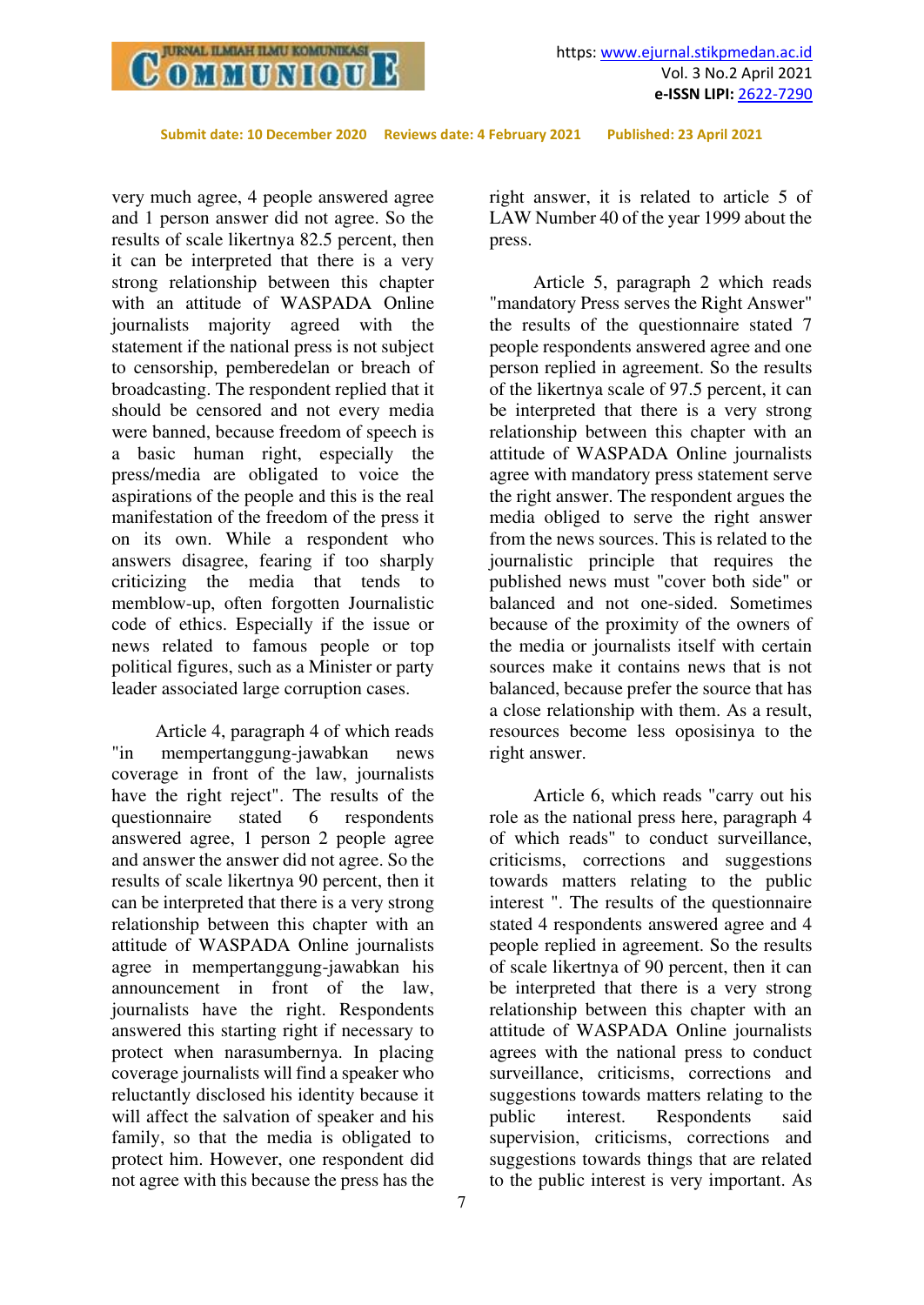very much agree, 4 people answered agree and 1 person answer did not agree. So the results of scale likertnya 82.5 percent, then it can be interpreted that there is a very strong relationship between this chapter with an attitude of WASPADA Online journalists majority agreed with the statement if the national press is not subject to censorship, pemberedelan or breach of broadcasting. The respondent replied that it should be censored and not every media were banned, because freedom of speech is a basic human right, especially the press/media are obligated to voice the aspirations of the people and this is the real manifestation of the freedom of the press it on its own. While a respondent who answers disagree, fearing if too sharply criticizing the media that tends to memblow-up, often forgotten Journalistic code of ethics. Especially if the issue or news related to famous people or top political figures, such as a Minister or party leader associated large corruption cases.

Article 4, paragraph 4 of which reads "in mempertanggung-jawabkan news coverage in front of the law, journalists have the right reject". The results of the questionnaire stated 6 respondents answered agree, 1 person 2 people agree and answer the answer did not agree. So the results of scale likertnya 90 percent, then it can be interpreted that there is a very strong relationship between this chapter with an attitude of WASPADA Online journalists agree in mempertanggung-jawabkan his announcement in front of the law, journalists have the right. Respondents answered this starting right if necessary to protect when narasumbernya. In placing coverage journalists will find a speaker who reluctantly disclosed his identity because it will affect the salvation of speaker and his family, so that the media is obligated to protect him. However, one respondent did not agree with this because the press has the right answer, it is related to article 5 of LAW Number 40 of the year 1999 about the press.

Article 5, paragraph 2 which reads "mandatory Press serves the Right Answer" the results of the questionnaire stated 7 people respondents answered agree and one person replied in agreement. So the results of the likertnya scale of 97.5 percent, it can be interpreted that there is a very strong relationship between this chapter with an attitude of WASPADA Online journalists agree with mandatory press statement serve the right answer. The respondent argues the media obliged to serve the right answer from the news sources. This is related to the journalistic principle that requires the published news must "cover both side" or balanced and not one-sided. Sometimes because of the proximity of the owners of the media or journalists itself with certain sources make it contains news that is not balanced, because prefer the source that has a close relationship with them. As a result, resources become less oposisinya to the right answer.

Article 6, which reads "carry out his role as the national press here, paragraph 4 of which reads" to conduct surveillance, criticisms, corrections and suggestions towards matters relating to the public interest ". The results of the questionnaire stated 4 respondents answered agree and 4 people replied in agreement. So the results of scale likertnya of 90 percent, then it can be interpreted that there is a very strong relationship between this chapter with an attitude of WASPADA Online journalists agrees with the national press to conduct surveillance, criticisms, corrections and suggestions towards matters relating to the public interest. Respondents said supervision, criticisms, corrections and suggestions towards things that are related to the public interest is very important. As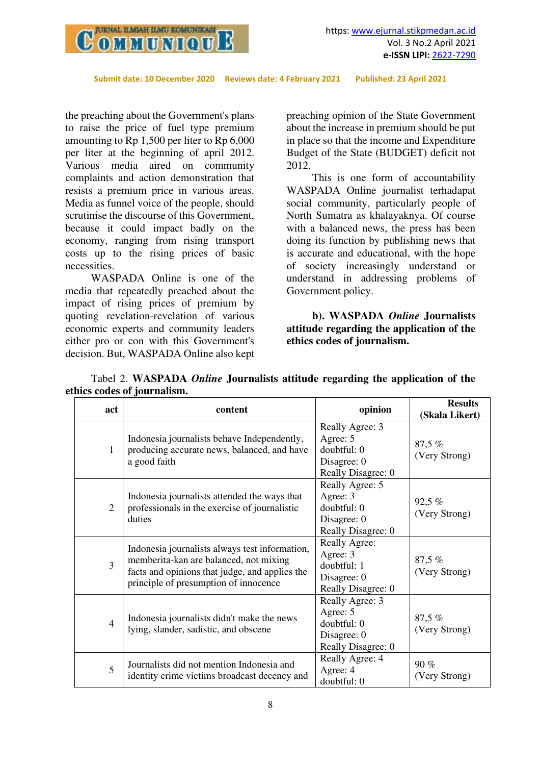the preaching about the Government's plans to raise the price of fuel type premium amounting to Rp 1,500 per liter to Rp 6,000 per liter at the beginning of april 2012. Various media aired on community complaints and action demonstration that resists a premium price in various areas. Media as funnel voice of the people, should scrutinise the discourse of this Government, because it could impact badly on the economy, ranging from rising transport costs up to the rising prices of basic necessities.

WASPADA Online is one of the media that repeatedly preached about the impact of rising prices of premium by quoting revelation-revelation of various economic experts and community leaders either pro or con with this Government's decision. But, WASPADA Online also kept preaching opinion of the State Government about the increase in premium should be put in place so that the income and Expenditure Budget of the State (BUDGET) deficit not 2012.

This is one form of accountability WASPADA Online journalist terhadapat social community, particularly people of North Sumatra as khalayaknya. Of course with a balanced news, the press has been doing its function by publishing news that is accurate and educational, with the hope of society increasingly understand or understand in addressing problems of Government policy.

**b). WASPADA *Online* Journalists attitude regarding the application of the ethics codes of journalism.**

Tabel 2. **WASPADA *Online* Journalists attitude regarding the application of the ethics codes of journalism.**

| act | content | opinion | Results (Skala Likert) |
|---|---|---|---|
| 1 | Indonesia journalists behave Independently, producing accurate news, balanced, and have a good faith | Really Agree: 3<br>Agree: 5<br>doubtful: 0<br>Disagree: 0<br>Really Disagree: 0 | 87,5 %<br>(Very Strong) |
| 2 | Indonesia journalists attended the ways that professionals in the exercise of journalistic duties | Really Agree: 5<br>Agree: 3<br>doubtful: 0<br>Disagree: 0<br>Really Disagree: 0 | 92,5 %<br>(Very Strong) |
| 3 | Indonesia journalists always test information, memberita-kan are balanced, not mixing facts and opinions that judge, and applies the principle of presumption of innocence | Really Agree:<br>Agree: 3<br>doubtful: 1<br>Disagree: 0<br>Really Disagree: 0 | 87,5 %<br>(Very Strong) |
| 4 | Indonesia journalists didn't make the news lying, slander, sadistic, and obscene | Really Agree: 3<br>Agree: 5<br>doubtful: 0<br>Disagree: 0<br>Really Disagree: 0 | 87,5 %<br>(Very Strong) |
| 5 | Journalists did not mention Indonesia and identity crime victims broadcast decency and | Really Agree: 4<br>Agree: 4<br>doubtful: 0 | 90 %<br>(Very Strong) |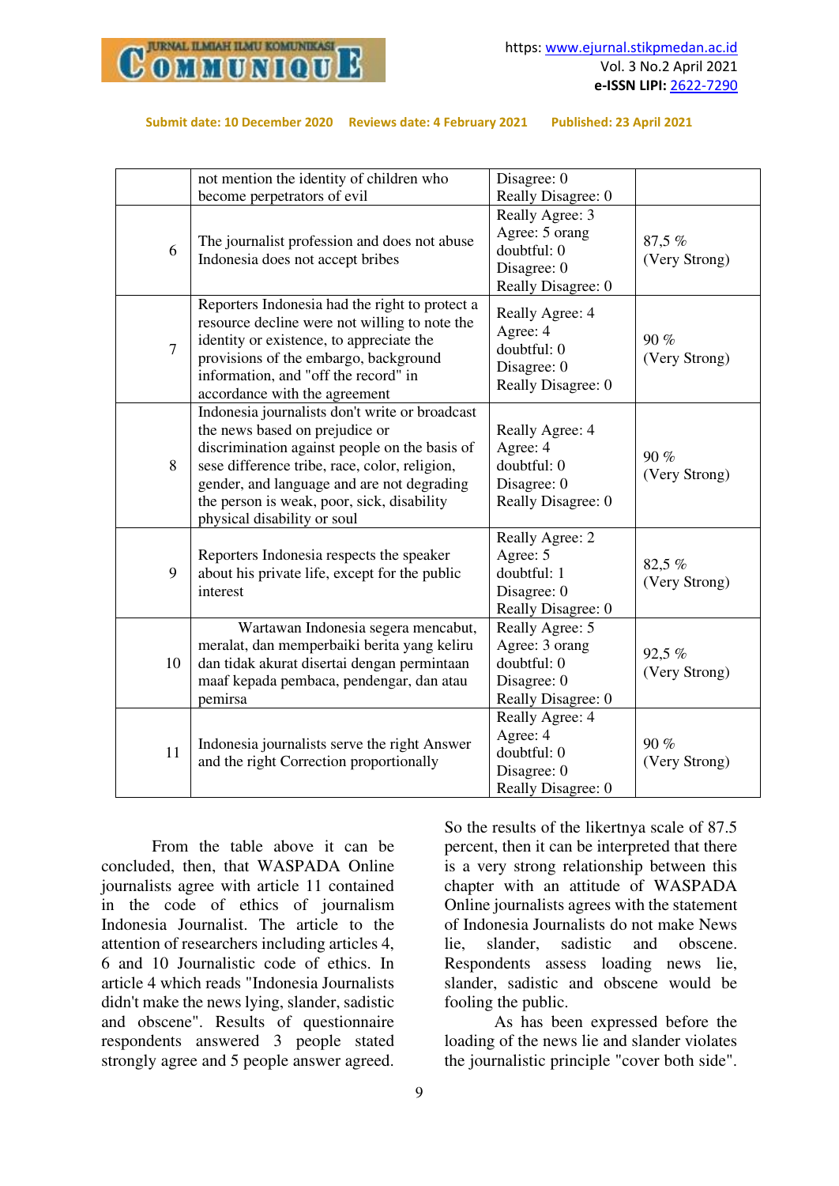| | not mention the identity of children who become perpetrators of evil | Disagree: 0<br>Really Disagree: 0 | |
|---|---|---|---|
| 6 | The journalist profession and does not abuse Indonesia does not accept bribes | Really Agree: 3<br>Agree: 5 orang<br>doubtful: 0<br>Disagree: 0<br>Really Disagree: 0 | 87,5 %<br>(Very Strong) |
| 7 | Reporters Indonesia had the right to protect a resource decline were not willing to note the identity or existence, to appreciate the provisions of the embargo, background information, and "off the record" in accordance with the agreement | Really Agree: 4<br>Agree: 4<br>doubtful: 0<br>Disagree: 0<br>Really Disagree: 0 | 90 %<br>(Very Strong) |
| 8 | Indonesia journalists don't write or broadcast the news based on prejudice or discrimination against people on the basis of sese difference tribe, race, color, religion, gender, and language and are not degrading the person is weak, poor, sick, disability physical disability or soul | Really Agree: 4<br>Agree: 4<br>doubtful: 0<br>Disagree: 0<br>Really Disagree: 0 | 90 %<br>(Very Strong) |
| 9 | Reporters Indonesia respects the speaker about his private life, except for the public interest | Really Agree: 2<br>Agree: 5<br>doubtful: 1<br>Disagree: 0<br>Really Disagree: 0 | 82,5 %<br>(Very Strong) |
| 10 | Wartawan Indonesia segera mencabut, meralat, dan memperbaiki berita yang keliru dan tidak akurat disertai dengan permintaan maaf kepada pembaca, pendengar, dan atau pemirsa | Really Agree: 5<br>Agree: 3 orang<br>doubtful: 0<br>Disagree: 0<br>Really Disagree: 0 | 92,5 %<br>(Very Strong) |
| 11 | Indonesia journalists serve the right Answer and the right Correction proportionally | Really Agree: 4<br>Agree: 4<br>doubtful: 0<br>Disagree: 0<br>Really Disagree: 0 | 90 %<br>(Very Strong) |

From the table above it can be concluded, then, that WASPADA Online journalists agree with article 11 contained in the code of ethics of journalism Indonesia Journalist. The article to the attention of researchers including articles 4, 6 and 10 Journalistic code of ethics. In article 4 which reads "Indonesia Journalists didn't make the news lying, slander, sadistic and obscene". Results of questionnaire respondents answered 3 people stated strongly agree and 5 people answer agreed. So the results of the likertnya scale of 87.5 percent, then it can be interpreted that there is a very strong relationship between this chapter with an attitude of WASPADA Online journalists agrees with the statement of Indonesia Journalists do not make News lie, slander, sadistic and obscene. Respondents assess loading news lie, slander, sadistic and obscene would be fooling the public.

As has been expressed before the loading of the news lie and slander violates the journalistic principle "cover both side".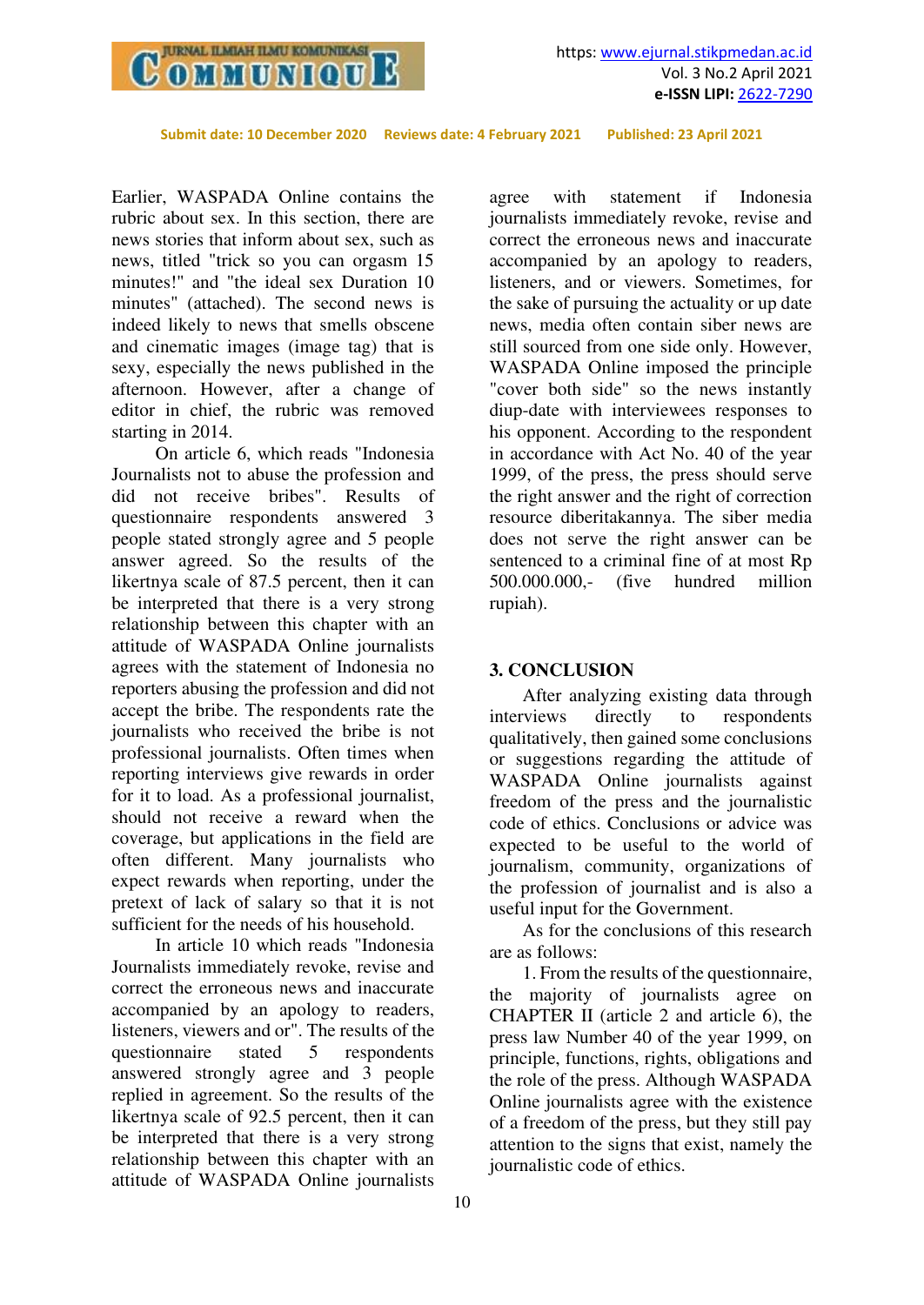Earlier, WASPADA Online contains the rubric about sex. In this section, there are news stories that inform about sex, such as news, titled "trick so you can orgasm 15 minutes!" and "the ideal sex Duration 10 minutes" (attached). The second news is indeed likely to news that smells obscene and cinematic images (image tag) that is sexy, especially the news published in the afternoon. However, after a change of editor in chief, the rubric was removed starting in 2014.

On article 6, which reads "Indonesia Journalists not to abuse the profession and did not receive bribes". Results of questionnaire respondents answered 3 people stated strongly agree and 5 people answer agreed. So the results of the likertnya scale of 87.5 percent, then it can be interpreted that there is a very strong relationship between this chapter with an attitude of WASPADA Online journalists agrees with the statement of Indonesia no reporters abusing the profession and did not accept the bribe. The respondents rate the journalists who received the bribe is not professional journalists. Often times when reporting interviews give rewards in order for it to load. As a professional journalist, should not receive a reward when the coverage, but applications in the field are often different. Many journalists who expect rewards when reporting, under the pretext of lack of salary so that it is not sufficient for the needs of his household.

In article 10 which reads "Indonesia Journalists immediately revoke, revise and correct the erroneous news and inaccurate accompanied by an apology to readers, listeners, viewers and or". The results of the questionnaire stated 5 respondents answered strongly agree and 3 people replied in agreement. So the results of the likertnya scale of 92.5 percent, then it can be interpreted that there is a very strong relationship between this chapter with an attitude of WASPADA Online journalists agree with statement if Indonesia journalists immediately revoke, revise and correct the erroneous news and inaccurate accompanied by an apology to readers, listeners, and or viewers. Sometimes, for the sake of pursuing the actuality or up date news, media often contain siber news are still sourced from one side only. However, WASPADA Online imposed the principle "cover both side" so the news instantly diup-date with interviewees responses to his opponent. According to the respondent in accordance with Act No. 40 of the year 1999, of the press, the press should serve the right answer and the right of correction resource diberitakannya. The siber media does not serve the right answer can be sentenced to a criminal fine of at most Rp 500.000.000,- (five hundred million rupiah).

## 3. CONCLUSION

After analyzing existing data through interviews directly to respondents qualitatively, then gained some conclusions or suggestions regarding the attitude of WASPADA Online journalists against freedom of the press and the journalistic code of ethics. Conclusions or advice was expected to be useful to the world of journalism, community, organizations of the profession of journalist and is also a useful input for the Government.

As for the conclusions of this research are as follows:

1. From the results of the questionnaire, the majority of journalists agree on CHAPTER II (article 2 and article 6), the press law Number 40 of the year 1999, on principle, functions, rights, obligations and the role of the press. Although WASPADA Online journalists agree with the existence of a freedom of the press, but they still pay attention to the signs that exist, namely the journalistic code of ethics.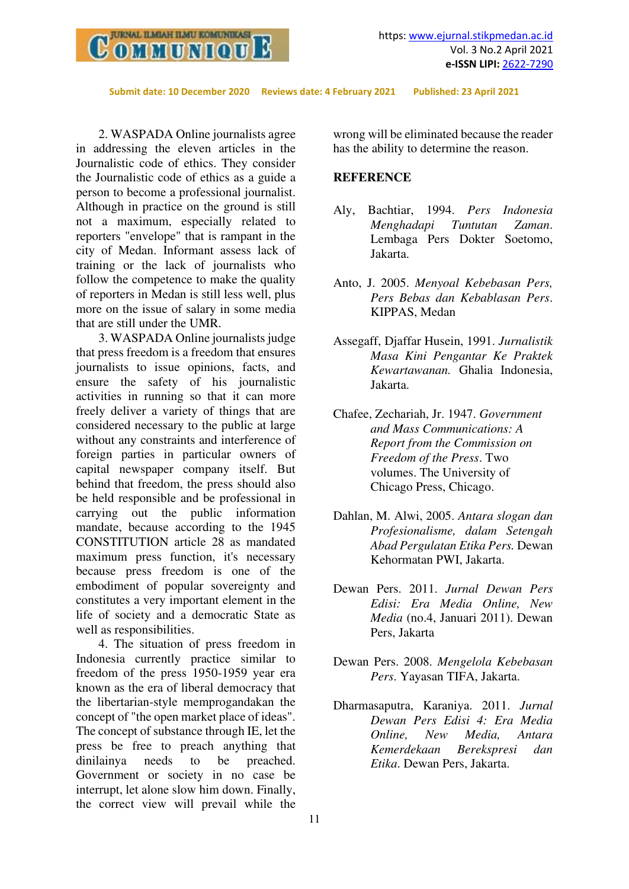2. WASPADA Online journalists agree in addressing the eleven articles in the Journalistic code of ethics. They consider the Journalistic code of ethics as a guide a person to become a professional journalist. Although in practice on the ground is still not a maximum, especially related to reporters "envelope" that is rampant in the city of Medan. Informant assess lack of training or the lack of journalists who follow the competence to make the quality of reporters in Medan is still less well, plus more on the issue of salary in some media that are still under the UMR.

3. WASPADA Online journalists judge that press freedom is a freedom that ensures journalists to issue opinions, facts, and ensure the safety of his journalistic activities in running so that it can more freely deliver a variety of things that are considered necessary to the public at large without any constraints and interference of foreign parties in particular owners of capital newspaper company itself. But behind that freedom, the press should also be held responsible and be professional in carrying out the public information mandate, because according to the 1945 CONSTITUTION article 28 as mandated maximum press function, it's necessary because press freedom is one of the embodiment of popular sovereignty and constitutes a very important element in the life of society and a democratic State as well as responsibilities.

4. The situation of press freedom in Indonesia currently practice similar to freedom of the press 1950-1959 year era known as the era of liberal democracy that the libertarian-style memprogandakan the concept of "the open market place of ideas". The concept of substance through IE, let the press be free to preach anything that dinilainya needs to be preached. Government or society in no case be interrupt, let alone slow him down. Finally, the correct view will prevail while the wrong will be eliminated because the reader has the ability to determine the reason.

## REFERENCE

Aly, Bachtiar, 1994. *Pers Indonesia Menghadapi Tuntutan Zaman*. Lembaga Pers Dokter Soetomo, Jakarta.

Anto, J. 2005. *Menyoal Kebebasan Pers, Pers Bebas dan Kebablasan Pers*. KIPPAS, Medan

Assegaff, Djaffar Husein, 1991. *Jurnalistik Masa Kini Pengantar Ke Praktek Kewartawanan.* Ghalia Indonesia, Jakarta.

Chafee, Zechariah, Jr. 1947. *Government and Mass Communications: A Report from the Commission on Freedom of the Press*. Two volumes. The University of Chicago Press, Chicago.

Dahlan, M. Alwi, 2005. *Antara slogan dan Profesionalisme, dalam Setengah Abad Pergulatan Etika Pers.* Dewan Kehormatan PWI, Jakarta.

Dewan Pers. 2011. *Jurnal Dewan Pers Edisi: Era Media Online, New Media* (no.4, Januari 2011). Dewan Pers, Jakarta

Dewan Pers. 2008. *Mengelola Kebebasan Pers*. Yayasan TIFA, Jakarta.

Dharmasaputra, Karaniya. 2011. *Jurnal Dewan Pers Edisi 4: Era Media Online, New Media, Antara Kemerdekaan Berekspresi dan Etika*. Dewan Pers, Jakarta.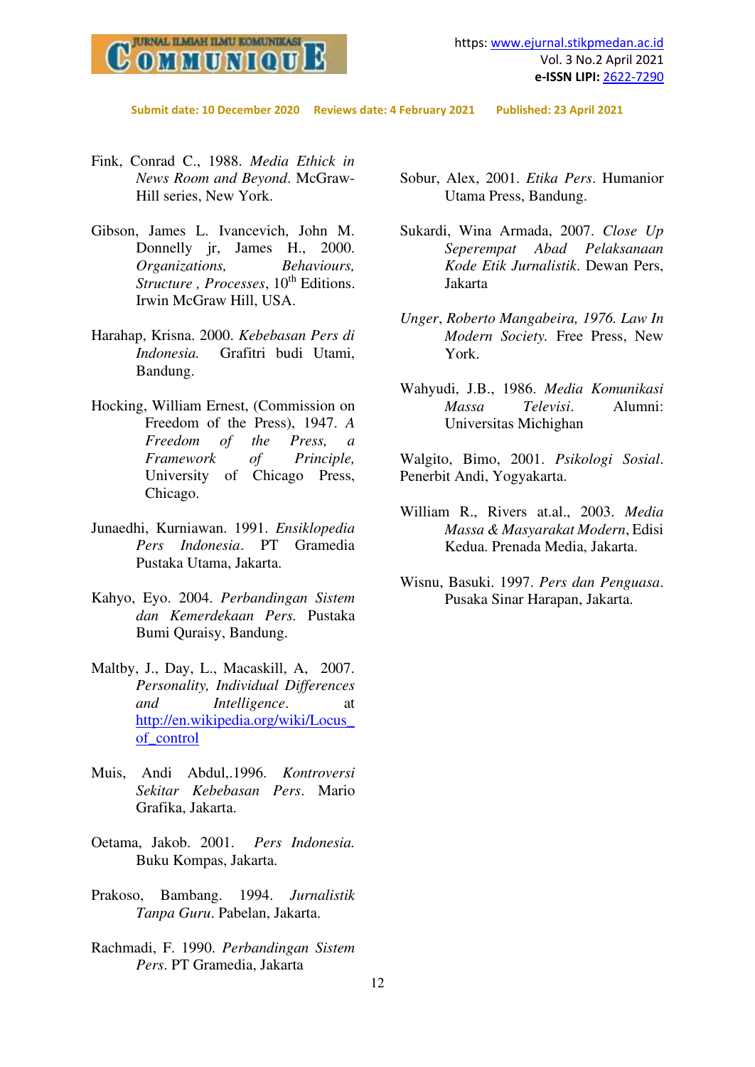Fink, Conrad C., 1988. *Media Ethick in News Room and Beyond*. McGraw-Hill series, New York.

Gibson, James L. Ivancevich, John M. Donnelly jr, James H., 2000. *Organizations, Behaviours, Structure , Processes*, 10th Editions. Irwin McGraw Hill, USA.

Harahap, Krisna. 2000. *Kebebasan Pers di Indonesia.* Grafitri budi Utami, Bandung.

Hocking, William Ernest, (Commission on Freedom of the Press), 1947. *A Freedom of the Press, a Framework of Principle,* University of Chicago Press, Chicago.

Junaedhi, Kurniawan. 1991. *Ensiklopedia Pers Indonesia*. PT Gramedia Pustaka Utama, Jakarta.

Kahyo, Eyo. 2004. *Perbandingan Sistem dan Kemerdekaan Pers.* Pustaka Bumi Quraisy, Bandung.

Maltby, J., Day, L., Macaskill, A, 2007. *Personality, Individual Differences and Intelligence*. at http://en.wikipedia.org/wiki/Locus_of_control

Muis, Andi Abdul,.1996. *Kontroversi Sekitar Kebebasan Pers*. Mario Grafika, Jakarta.

Oetama, Jakob. 2001. *Pers Indonesia.* Buku Kompas, Jakarta.

Prakoso, Bambang. 1994. *Jurnalistik Tanpa Guru*. Pabelan, Jakarta.

Rachmadi, F. 1990. *Perbandingan Sistem Pers*. PT Gramedia, Jakarta

Sobur, Alex, 2001. *Etika Pers*. Humanior Utama Press, Bandung.

Sukardi, Wina Armada, 2007. *Close Up Seperempat Abad Pelaksanaan Kode Etik Jurnalistik*. Dewan Pers, Jakarta

*Unger, Roberto Mangabeira, 1976. Law In Modern Society.* Free Press, New York.

Wahyudi, J.B., 1986. *Media Komunikasi Massa Televisi*. Alumni: Universitas Michighan

Walgito, Bimo, 2001. *Psikologi Sosial*. Penerbit Andi, Yogyakarta.

William R., Rivers at.al., 2003. *Media Massa & Masyarakat Modern*, Edisi Kedua. Prenada Media, Jakarta.

Wisnu, Basuki. 1997. *Pers dan Penguasa*. Pusaka Sinar Harapan, Jakarta.